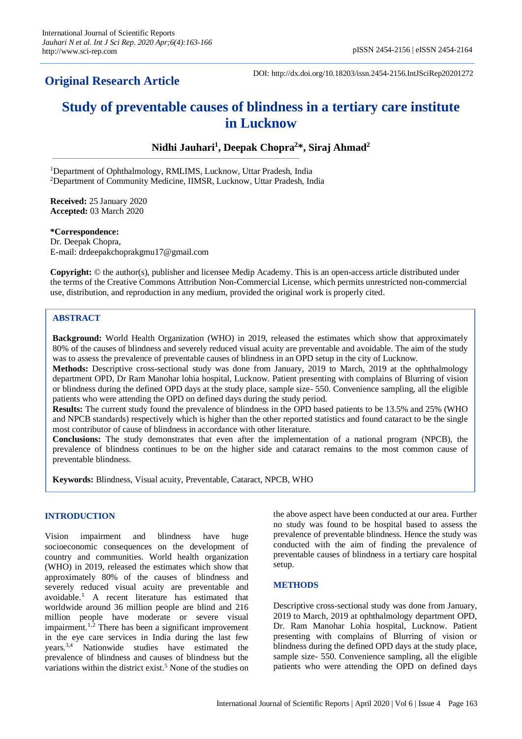**Original Research Article**

DOI: http://dx.doi.org/10.18203/issn.2454-2156.IntJSciRep20201272

# Study of preventable causes of blindness in a tertiary care institute in Lucknow

**Nidhi Jauhari[1], Deepak Chopra[2]*, Siraj Ahmad[2]**

[1]Department of Ophthalmology, RMLIMS, Lucknow, Uttar Pradesh, India
[2]Department of Community Medicine, IIMSR, Lucknow, Uttar Pradesh, India

**Received:** 25 January 2020
**Accepted:** 03 March 2020

***Correspondence:**
Dr. Deepak Chopra,
E-mail: drdeepakchoprakgmu17@gmail.com

**Copyright:** © the author(s), publisher and licensee Medip Academy. This is an open-access article distributed under the terms of the Creative Commons Attribution Non-Commercial License, which permits unrestricted non-commercial use, distribution, and reproduction in any medium, provided the original work is properly cited.

## ABSTRACT

**Background:** World Health Organization (WHO) in 2019, released the estimates which show that approximately 80% of the causes of blindness and severely reduced visual acuity are preventable and avoidable. The aim of the study was to assess the prevalence of preventable causes of blindness in an OPD setup in the city of Lucknow.

**Methods:** Descriptive cross-sectional study was done from January, 2019 to March, 2019 at the ophthalmology department OPD, Dr Ram Manohar lohia hospital, Lucknow. Patient presenting with complains of Blurring of vision or blindness during the defined OPD days at the study place, sample size- 550. Convenience sampling, all the eligible patients who were attending the OPD on defined days during the study period.

**Results:** The current study found the prevalence of blindness in the OPD based patients to be 13.5% and 25% (WHO and NPCB standards) respectively which is higher than the other reported statistics and found cataract to be the single most contributor of cause of blindness in accordance with other literature.

**Conclusions:** The study demonstrates that even after the implementation of a national program (NPCB), the prevalence of blindness continues to be on the higher side and cataract remains to the most common cause of preventable blindness.

**Keywords:** Blindness, Visual acuity, Preventable, Cataract, NPCB, WHO

## INTRODUCTION

Vision impairment and blindness have huge socioeconomic consequences on the development of country and communities. World health organization (WHO) in 2019, released the estimates which show that approximately 80% of the causes of blindness and severely reduced visual acuity are preventable and avoidable.[1] A recent literature has estimated that worldwide around 36 million people are blind and 216 million people have moderate or severe visual impairment.[1,2] There has been a significant improvement in the eye care services in India during the last few years.[3,4] Nationwide studies have estimated the prevalence of blindness and causes of blindness but the variations within the district exist.[5] None of the studies on the above aspect have been conducted at our area. Further no study was found to be hospital based to assess the prevalence of preventable blindness. Hence the study was conducted with the aim of finding the prevalence of preventable causes of blindness in a tertiary care hospital setup.

## METHODS

Descriptive cross-sectional study was done from January, 2019 to March, 2019 at ophthalmology department OPD, Dr. Ram Manohar Lohia hospital, Lucknow. Patient presenting with complains of Blurring of vision or blindness during the defined OPD days at the study place, sample size- 550. Convenience sampling, all the eligible patients who were attending the OPD on defined days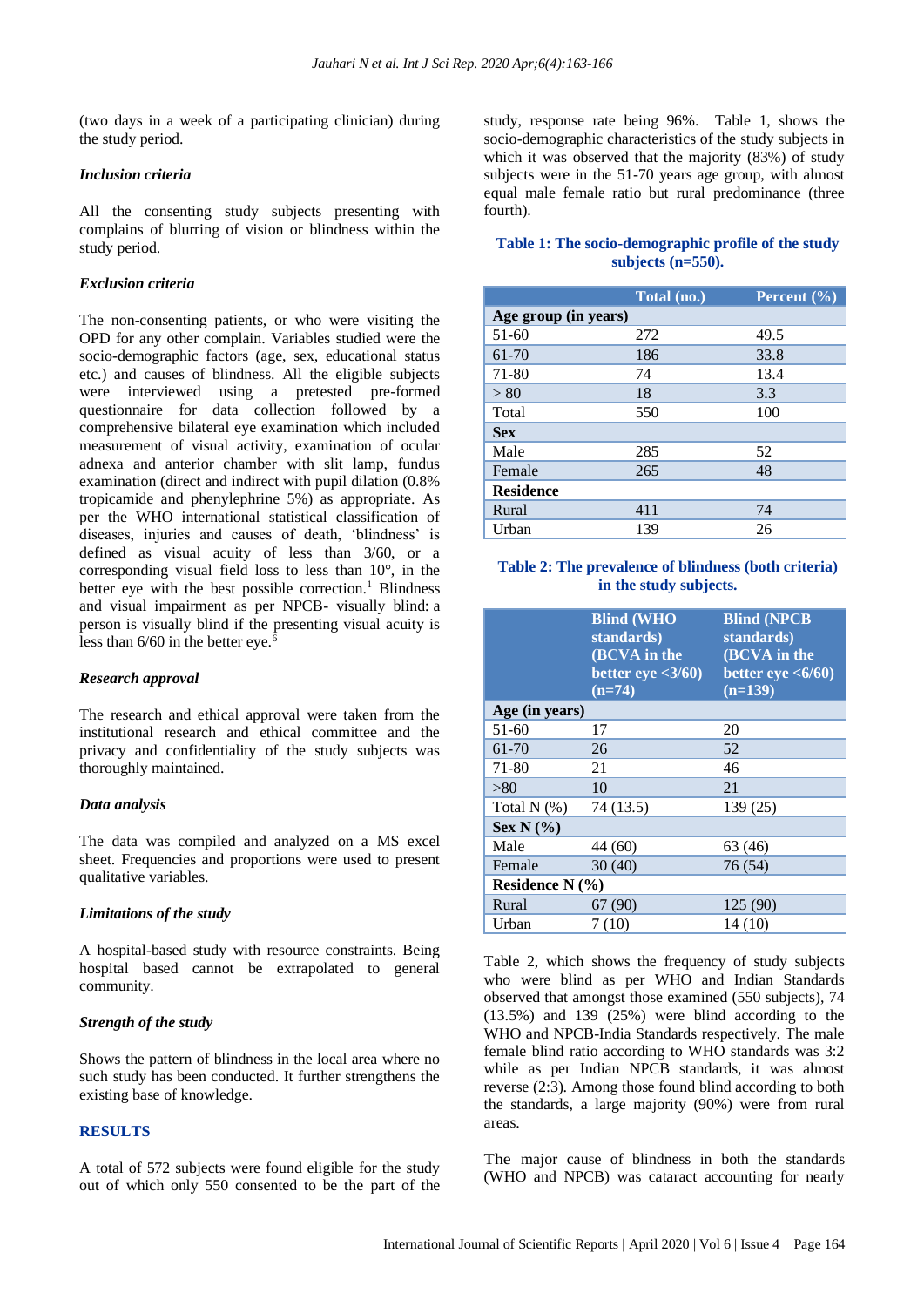(two days in a week of a participating clinician) during the study period.

### *Inclusion criteria*

All the consenting study subjects presenting with complains of blurring of vision or blindness within the study period.

### *Exclusion criteria*

The non-consenting patients, or who were visiting the OPD for any other complain. Variables studied were the socio-demographic factors (age, sex, educational status etc.) and causes of blindness. All the eligible subjects were interviewed using a pretested pre-formed questionnaire for data collection followed by a comprehensive bilateral eye examination which included measurement of visual activity, examination of ocular adnexa and anterior chamber with slit lamp, fundus examination (direct and indirect with pupil dilation (0.8% tropicamide and phenylephrine 5%) as appropriate. As per the WHO international statistical classification of diseases, injuries and causes of death, 'blindness' is defined as visual acuity of less than 3/60, or a corresponding visual field loss to less than 10°, in the better eye with the best possible correction.[1] Blindness and visual impairment as per NPCB- visually blind: a person is visually blind if the presenting visual acuity is less than 6/60 in the better eye.[6]

### *Research approval*

The research and ethical approval were taken from the institutional research and ethical committee and the privacy and confidentiality of the study subjects was thoroughly maintained.

### *Data analysis*

The data was compiled and analyzed on a MS excel sheet. Frequencies and proportions were used to present qualitative variables.

### *Limitations of the study*

A hospital-based study with resource constraints. Being hospital based cannot be extrapolated to general community.

### *Strength of the study*

Shows the pattern of blindness in the local area where no such study has been conducted. It further strengthens the existing base of knowledge.

## RESULTS

A total of 572 subjects were found eligible for the study out of which only 550 consented to be the part of the study, response rate being 96%. Table 1, shows the socio-demographic characteristics of the study subjects in which it was observed that the majority (83%) of study subjects were in the 51-70 years age group, with almost equal male female ratio but rural predominance (three fourth).

**Table 1: The socio-demographic profile of the study subjects (n=550).**

| | Total (no.) | Percent (%) |
|---|---|---|
| **Age group (in years)** | | |
| 51-60 | 272 | 49.5 |
| 61-70 | 186 | 33.8 |
| 71-80 | 74 | 13.4 |
| > 80 | 18 | 3.3 |
| Total | 550 | 100 |
| **Sex** | | |
| Male | 285 | 52 |
| Female | 265 | 48 |
| **Residence** | | |
| Rural | 411 | 74 |
| Urban | 139 | 26 |

**Table 2: The prevalence of blindness (both criteria) in the study subjects.**

| | Blind (WHO standards) (BCVA in the better eye <3/60) (n=74) | Blind (NPCB standards) (BCVA in the better eye <6/60) (n=139) |
|---|---|---|
| **Age (in years)** | | |
| 51-60 | 17 | 20 |
| 61-70 | 26 | 52 |
| 71-80 | 21 | 46 |
| >80 | 10 | 21 |
| Total N (%) | 74 (13.5) | 139 (25) |
| **Sex N (%)** | | |
| Male | 44 (60) | 63 (46) |
| Female | 30 (40) | 76 (54) |
| **Residence N (%)** | | |
| Rural | 67 (90) | 125 (90) |
| Urban | 7 (10) | 14 (10) |

Table 2, which shows the frequency of study subjects who were blind as per WHO and Indian Standards observed that amongst those examined (550 subjects), 74 (13.5%) and 139 (25%) were blind according to the WHO and NPCB-India Standards respectively. The male female blind ratio according to WHO standards was 3:2 while as per Indian NPCB standards, it was almost reverse (2:3). Among those found blind according to both the standards, a large majority (90%) were from rural areas.

The major cause of blindness in both the standards (WHO and NPCB) was cataract accounting for nearly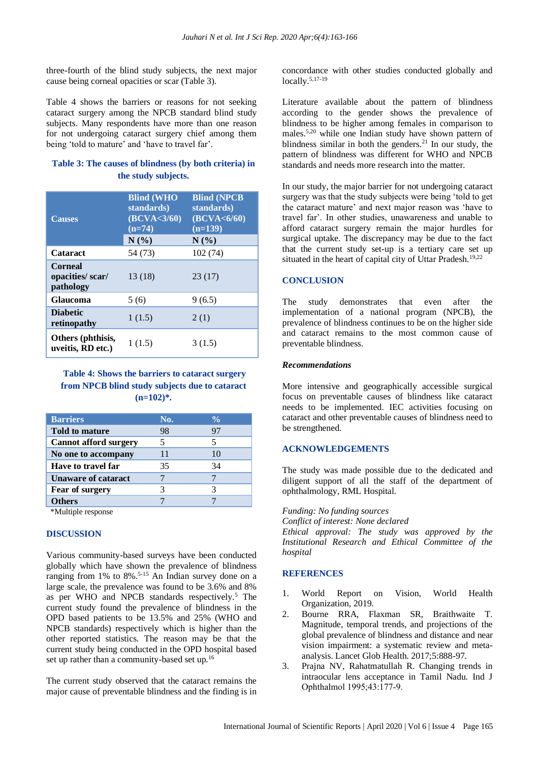three-fourth of the blind study subjects, the next major cause being corneal opacities or scar (Table 3).

Table 4 shows the barriers or reasons for not seeking cataract surgery among the NPCB standard blind study subjects. Many respondents have more than one reason for not undergoing cataract surgery chief among them being 'told to mature' and 'have to travel far'.

**Table 3: The causes of blindness (by both criteria) in the study subjects.**

| Causes | Blind (WHO standards) (BCVA<3/60) (n=74) | Blind (NPCB standards) (BCVA<6/60) (n=139) |
|---|---|---|
| | N (%) | N (%) |
| **Cataract** | 54 (73) | 102 (74) |
| **Corneal opacities/ scar/ pathology** | 13 (18) | 23 (17) |
| **Glaucoma** | 5 (6) | 9 (6.5) |
| **Diabetic retinopathy** | 1 (1.5) | 2 (1) |
| **Others (phthisis, uveitis, RD etc.)** | 1 (1.5) | 3 (1.5) |

**Table 4: Shows the barriers to cataract surgery from NPCB blind study subjects due to cataract (n=102)*.**

| Barriers | No. | % |
|---|---|---|
| **Told to mature** | 98 | 97 |
| **Cannot afford surgery** | 5 | 5 |
| **No one to accompany** | 11 | 10 |
| **Have to travel far** | 35 | 34 |
| **Unaware of cataract** | 7 | 7 |
| **Fear of surgery** | 3 | 3 |
| **Others** | 7 | 7 |

*Multiple response

## DISCUSSION

Various community-based surveys have been conducted globally which have shown the prevalence of blindness ranging from 1% to 8%.[5-15] An Indian survey done on a large scale, the prevalence was found to be 3.6% and 8% as per WHO and NPCB standards respectively.[5] The current study found the prevalence of blindness in the OPD based patients to be 13.5% and 25% (WHO and NPCB standards) respectively which is higher than the other reported statistics. The reason may be that the current study being conducted in the OPD hospital based set up rather than a community-based set up.[16]

The current study observed that the cataract remains the major cause of preventable blindness and the finding is in concordance with other studies conducted globally and locally.[5,17-19]

Literature available about the pattern of blindness according to the gender shows the prevalence of blindness to be higher among females in comparison to males.[5,20] while one Indian study have shown pattern of blindness similar in both the genders.[21] In our study, the pattern of blindness was different for WHO and NPCB standards and needs more research into the matter.

In our study, the major barrier for not undergoing cataract surgery was that the study subjects were being 'told to get the cataract mature' and next major reason was 'have to travel far'. In other studies, unawareness and unable to afford cataract surgery remain the major hurdles for surgical uptake. The discrepancy may be due to the fact that the current study set-up is a tertiary care set up situated in the heart of capital city of Uttar Pradesh.[19,22]

## CONCLUSION

The study demonstrates that even after the implementation of a national program (NPCB), the prevalence of blindness continues to be on the higher side and cataract remains to the most common cause of preventable blindness.

### *Recommendations*

More intensive and geographically accessible surgical focus on preventable causes of blindness like cataract needs to be implemented. IEC activities focusing on cataract and other preventable causes of blindness need to be strengthened.

## ACKNOWLEDGEMENTS

The study was made possible due to the dedicated and diligent support of all the staff of the department of ophthalmology, RML Hospital.

*Funding: No funding sources*
*Conflict of interest: None declared*
*Ethical approval: The study was approved by the Institutional Research and Ethical Committee of the hospital*

## REFERENCES

1. World Report on Vision, World Health Organization, 2019.
2. Bourne RRA, Flaxman SR, Braithwaite T. Magnitude, temporal trends, and projections of the global prevalence of blindness and distance and near vision impairment: a systematic review and meta-analysis. Lancet Glob Health. 2017;5:888-97.
3. Prajna NV, Rahatmatullah R. Changing trends in intraocular lens acceptance in Tamil Nadu. Ind J Ophthalmol 1995;43:177-9.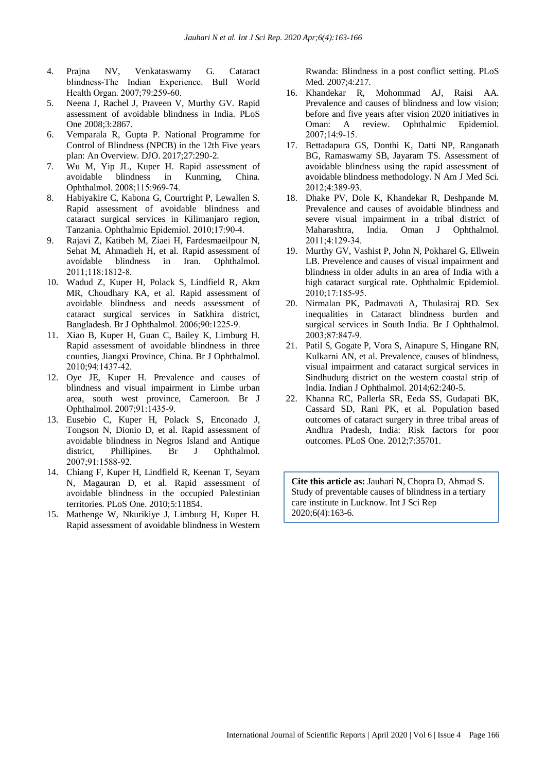4. Prajna NV, Venkataswamy G. Cataract blindness-The Indian Experience. Bull World Health Organ. 2007;79:259-60.
5. Neena J, Rachel J, Praveen V, Murthy GV. Rapid assessment of avoidable blindness in India. PLoS One 2008;3:2867.
6. Vemparala R, Gupta P. National Programme for Control of Blindness (NPCB) in the 12th Five years plan: An Overview. DJO. 2017;27:290-2.
7. Wu M, Yip JL, Kuper H. Rapid assessment of avoidable blindness in Kunming, China. Ophthalmol. 2008;115:969-74.
8. Habiyakire C, Kabona G, Courtright P, Lewallen S. Rapid assessment of avoidable blindness and cataract surgical services in Kilimanjaro region, Tanzania. Ophthalmic Epidemiol. 2010;17:90-4.
9. Rajavi Z, Katibeh M, Ziaei H, Fardesmaeilpour N, Sehat M, Ahmadieh H, et al. Rapid assessment of avoidable blindness in Iran. Ophthalmol. 2011;118:1812-8.
10. Wadud Z, Kuper H, Polack S, Lindfield R, Akm MR, Choudhary KA, et al. Rapid assessment of avoidable blindness and needs assessment of cataract surgical services in Satkhira district, Bangladesh. Br J Ophthalmol. 2006;90:1225-9.
11. Xiao B, Kuper H, Guan C, Bailey K, Limburg H. Rapid assessment of avoidable blindness in three counties, Jiangxi Province, China. Br J Ophthalmol. 2010;94:1437-42.
12. Oye JE, Kuper H. Prevalence and causes of blindness and visual impairment in Limbe urban area, south west province, Cameroon. Br J Ophthalmol. 2007;91:1435-9.
13. Eusebio C, Kuper H, Polack S, Enconado J, Tongson N, Dionio D, et al. Rapid assessment of avoidable blindness in Negros Island and Antique district, Phillipines. Br J Ophthalmol. 2007;91:1588-92.
14. Chiang F, Kuper H, Lindfield R, Keenan T, Seyam N, Magauran D, et al. Rapid assessment of avoidable blindness in the occupied Palestinian territories. PLoS One. 2010;5:11854.
15. Mathenge W, Nkurikiye J, Limburg H, Kuper H. Rapid assessment of avoidable blindness in Western Rwanda: Blindness in a post conflict setting. PLoS Med. 2007;4:217.
16. Khandekar R, Mohommad AJ, Raisi AA. Prevalence and causes of blindness and low vision; before and five years after vision 2020 initiatives in Oman: A review. Ophthalmic Epidemiol. 2007;14:9-15.
17. Bettadapura GS, Donthi K, Datti NP, Ranganath BG, Ramaswamy SB, Jayaram TS. Assessment of avoidable blindness using the rapid assessment of avoidable blindness methodology. N Am J Med Sci. 2012;4:389-93.
18. Dhake PV, Dole K, Khandekar R, Deshpande M. Prevalence and causes of avoidable blindness and severe visual impairment in a tribal district of Maharashtra, India. Oman J Ophthalmol. 2011;4:129-34.
19. Murthy GV, Vashist P, John N, Pokharel G, Ellwein LB. Prevelence and causes of visual impairment and blindness in older adults in an area of India with a high cataract surgical rate. Ophthalmic Epidemiol. 2010;17:185-95.
20. Nirmalan PK, Padmavati A, Thulasiraj RD. Sex inequalities in Cataract blindness burden and surgical services in South India. Br J Ophthalmol. 2003;87:847-9.
21. Patil S, Gogate P, Vora S, Ainapure S, Hingane RN, Kulkarni AN, et al. Prevalence, causes of blindness, visual impairment and cataract surgical services in Sindhudurg district on the western coastal strip of India. Indian J Ophthalmol. 2014;62:240-5.
22. Khanna RC, Pallerla SR, Eeda SS, Gudapati BK, Cassard SD, Rani PK, et al. Population based outcomes of cataract surgery in three tribal areas of Andhra Pradesh, India: Risk factors for poor outcomes. PLoS One. 2012;7:35701.

**Cite this article as:** Jauhari N, Chopra D, Ahmad S. Study of preventable causes of blindness in a tertiary care institute in Lucknow. Int J Sci Rep 2020;6(4):163-6.